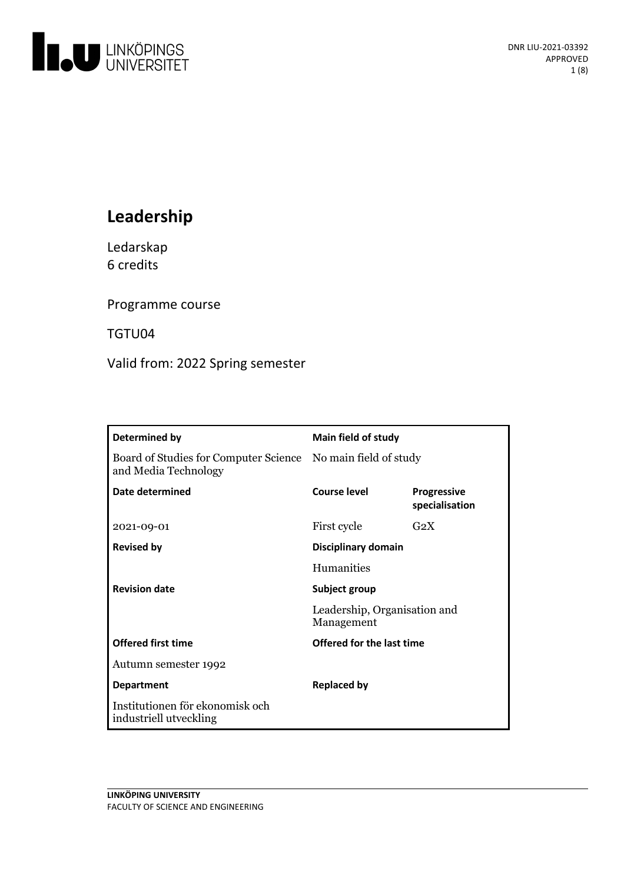DNR LIU-2021-03392
APPROVED

# Leadership

Ledarskap
6 credits

Programme course

TGTU04

Valid from: 2022 Spring semester

| Determined by | Main field of study | |
|---|---|---|
| Board of Studies for Computer Science and Media Technology | No main field of study | |
| **Date determined** | **Course level** | **Progressive specialisation** |
| 2021-09-01 | First cycle | G2X |
| **Revised by** | **Disciplinary domain** | |
| | Humanities | |
| **Revision date** | **Subject group** | |
| | Leadership, Organisation and Management | |
| **Offered first time** | **Offered for the last time** | |
| Autumn semester 1992 | | |
| **Department** | **Replaced by** | |
| Institutionen för ekonomisk och industriell utveckling | | |

LINKÖPING UNIVERSITY
FACULTY OF SCIENCE AND ENGINEERING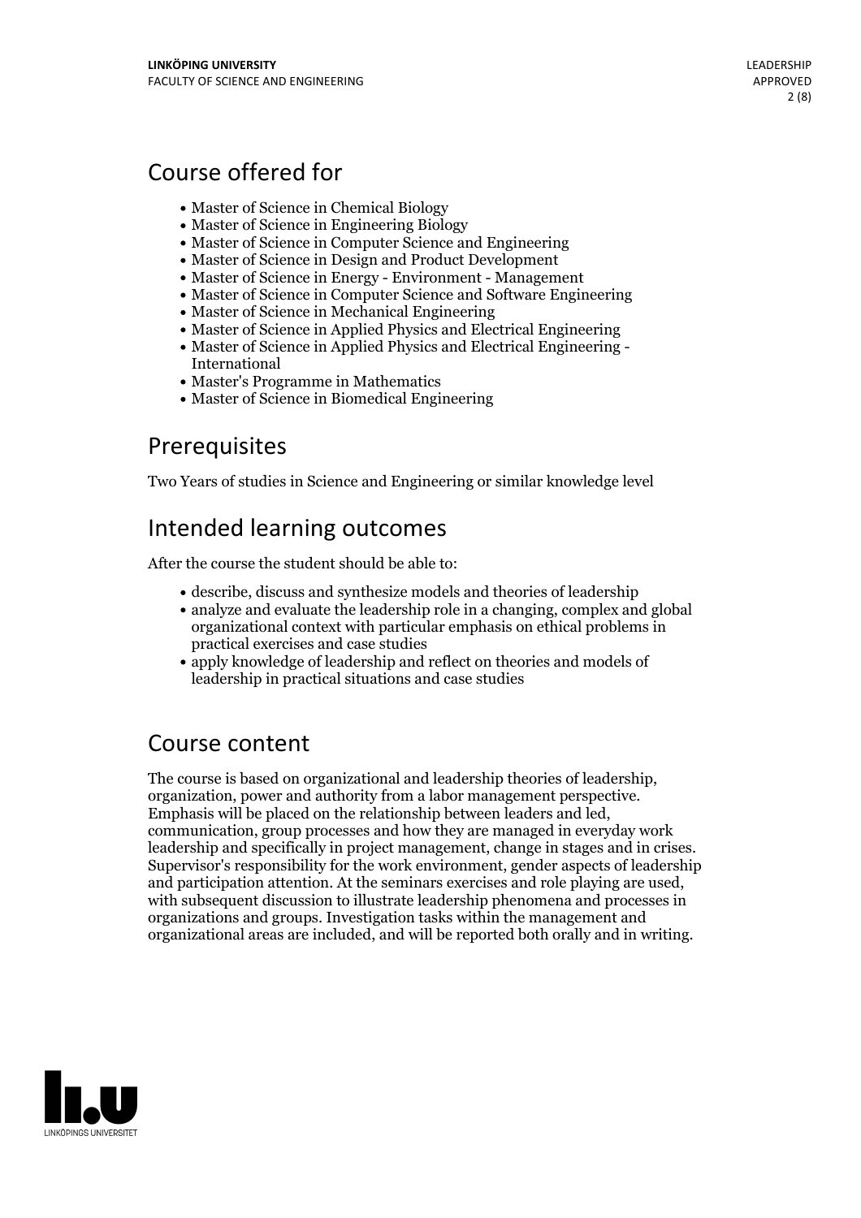## Course offered for

- Master of Science in Chemical Biology
- Master of Science in Engineering Biology
- Master of Science in Computer Science and Engineering
- Master of Science in Design and Product Development
- Master of Science in Energy - Environment - Management
- Master of Science in Computer Science and Software Engineering
- Master of Science in Mechanical Engineering
- Master of Science in Applied Physics and Electrical Engineering
- Master of Science in Applied Physics and Electrical Engineering - International
- Master's Programme in Mathematics
- Master of Science in Biomedical Engineering

## Prerequisites

Two Years of studies in Science and Engineering or similar knowledge level

## Intended learning outcomes

After the course the student should be able to:

- describe, discuss and synthesize models and theories of leadership
- analyze and evaluate the leadership role in a changing, complex and global organizational context with particular emphasis on ethical problems in practical exercises and case studies
- apply knowledge of leadership and reflect on theories and models of leadership in practical situations and case studies

## Course content

The course is based on organizational and leadership theories of leadership, organization, power and authority from a labor management perspective. Emphasis will be placed on the relationship between leaders and led, communication, group processes and how they are managed in everyday work leadership and specifically in project management, change in stages and in crises. Supervisor's responsibility for the work environment, gender aspects of leadership and participation attention. At the seminars exercises and role playing are used, with subsequent discussion to illustrate leadership phenomena and processes in organizations and groups. Investigation tasks within the management and organizational areas are included, and will be reported both orally and in writing.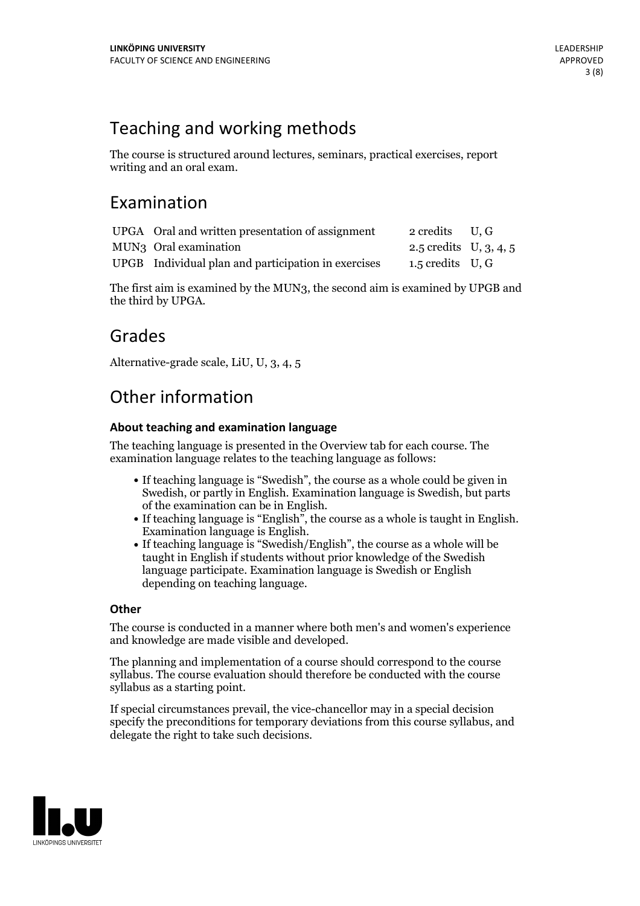## Teaching and working methods

The course is structured around lectures, seminars, practical exercises, report writing and an oral exam.

## Examination

| | | | |
|---|---|---|---|
| UPGA | Oral and written presentation of assignment | 2 credits | U, G |
| MUN3 | Oral examination | 2.5 credits | U, 3, 4, 5 |
| UPGB | Individual plan and participation in exercises | 1.5 credits | U, G |

The first aim is examined by the MUN3, the second aim is examined by UPGB and the third by UPGA.

## Grades

Alternative-grade scale, LiU, U, 3, 4, 5

## Other information

### About teaching and examination language

The teaching language is presented in the Overview tab for each course. The examination language relates to the teaching language as follows:

- If teaching language is "Swedish", the course as a whole could be given in Swedish, or partly in English. Examination language is Swedish, but parts of the examination can be in English.
- If teaching language is "English", the course as a whole is taught in English. Examination language is English.
- If teaching language is "Swedish/English", the course as a whole will be taught in English if students without prior knowledge of the Swedish language participate. Examination language is Swedish or English depending on teaching language.

### Other

The course is conducted in a manner where both men's and women's experience and knowledge are made visible and developed.

The planning and implementation of a course should correspond to the course syllabus. The course evaluation should therefore be conducted with the course syllabus as a starting point.

If special circumstances prevail, the vice-chancellor may in a special decision specify the preconditions for temporary deviations from this course syllabus, and delegate the right to take such decisions.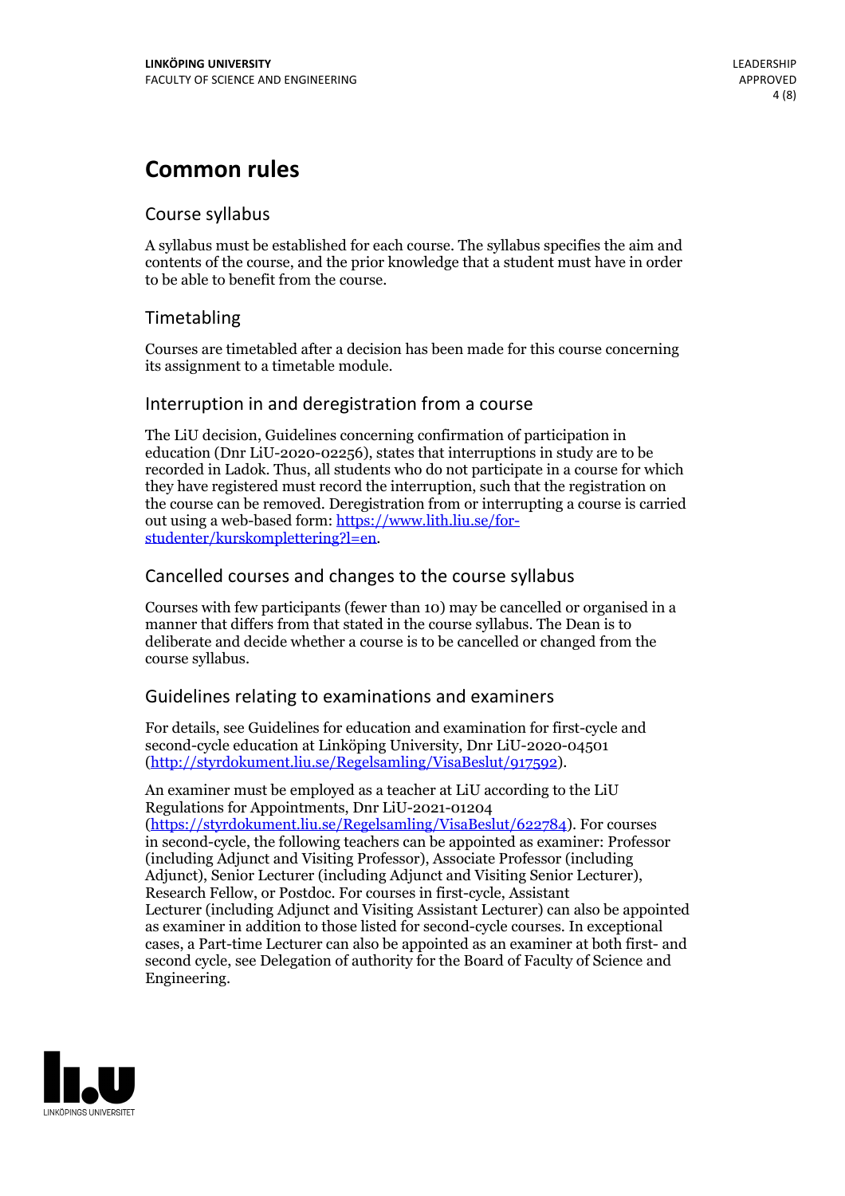# Common rules

## Course syllabus

A syllabus must be established for each course. The syllabus specifies the aim and contents of the course, and the prior knowledge that a student must have in order to be able to benefit from the course.

## Timetabling

Courses are timetabled after a decision has been made for this course concerning its assignment to a timetable module.

## Interruption in and deregistration from a course

The LiU decision, Guidelines concerning confirmation of participation in education (Dnr LiU-2020-02256), states that interruptions in study are to be recorded in Ladok. Thus, all students who do not participate in a course for which they have registered must record the interruption, such that the registration on the course can be removed. Deregistration from or interrupting a course is carried out using a web-based form: https://www.lith.liu.se/for-studenter/kurskomplettering?l=en.

## Cancelled courses and changes to the course syllabus

Courses with few participants (fewer than 10) may be cancelled or organised in a manner that differs from that stated in the course syllabus. The Dean is to deliberate and decide whether a course is to be cancelled or changed from the course syllabus.

## Guidelines relating to examinations and examiners

For details, see Guidelines for education and examination for first-cycle and second-cycle education at Linköping University, Dnr LiU-2020-04501 (http://styrdokument.liu.se/Regelsamling/VisaBeslut/917592).

An examiner must be employed as a teacher at LiU according to the LiU Regulations for Appointments, Dnr LiU-2021-01204 (https://styrdokument.liu.se/Regelsamling/VisaBeslut/622784). For courses in second-cycle, the following teachers can be appointed as examiner: Professor (including Adjunct and Visiting Professor), Associate Professor (including Adjunct), Senior Lecturer (including Adjunct and Visiting Senior Lecturer), Research Fellow, or Postdoc. For courses in first-cycle, Assistant Lecturer (including Adjunct and Visiting Assistant Lecturer) can also be appointed as examiner in addition to those listed for second-cycle courses. In exceptional cases, a Part-time Lecturer can also be appointed as an examiner at both first- and second cycle, see Delegation of authority for the Board of Faculty of Science and Engineering.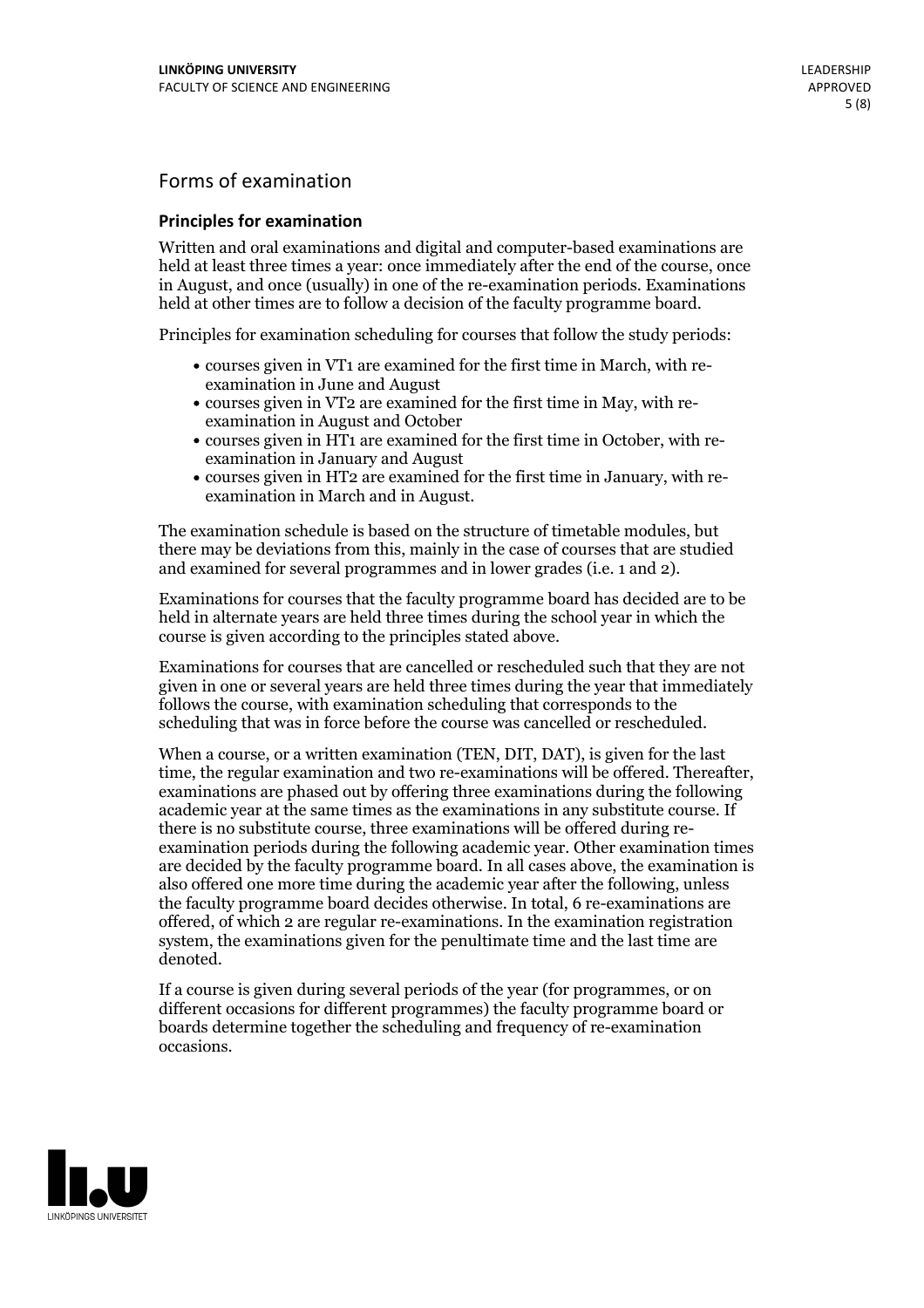## Forms of examination

### Principles for examination

Written and oral examinations and digital and computer-based examinations are held at least three times a year: once immediately after the end of the course, once in August, and once (usually) in one of the re-examination periods. Examinations held at other times are to follow a decision of the faculty programme board.

Principles for examination scheduling for courses that follow the study periods:

- courses given in VT1 are examined for the first time in March, with re-examination in June and August
- courses given in VT2 are examined for the first time in May, with re-examination in August and October
- courses given in HT1 are examined for the first time in October, with re-examination in January and August
- courses given in HT2 are examined for the first time in January, with re-examination in March and in August.

The examination schedule is based on the structure of timetable modules, but there may be deviations from this, mainly in the case of courses that are studied and examined for several programmes and in lower grades (i.e. 1 and 2).

Examinations for courses that the faculty programme board has decided are to be held in alternate years are held three times during the school year in which the course is given according to the principles stated above.

Examinations for courses that are cancelled or rescheduled such that they are not given in one or several years are held three times during the year that immediately follows the course, with examination scheduling that corresponds to the scheduling that was in force before the course was cancelled or rescheduled.

When a course, or a written examination (TEN, DIT, DAT), is given for the last time, the regular examination and two re-examinations will be offered. Thereafter, examinations are phased out by offering three examinations during the following academic year at the same times as the examinations in any substitute course. If there is no substitute course, three examinations will be offered during re-examination periods during the following academic year. Other examination times are decided by the faculty programme board. In all cases above, the examination is also offered one more time during the academic year after the following, unless the faculty programme board decides otherwise. In total, 6 re-examinations are offered, of which 2 are regular re-examinations. In the examination registration system, the examinations given for the penultimate time and the last time are denoted.

If a course is given during several periods of the year (for programmes, or on different occasions for different programmes) the faculty programme board or boards determine together the scheduling and frequency of re-examination occasions.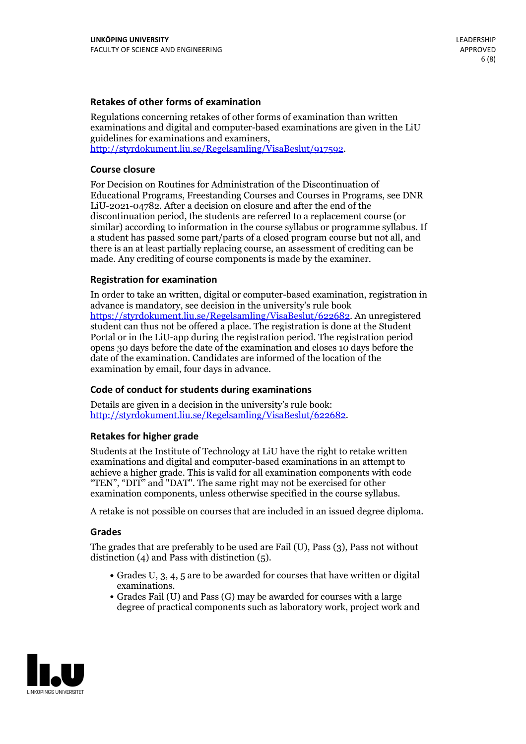### Retakes of other forms of examination

Regulations concerning retakes of other forms of examination than written examinations and digital and computer-based examinations are given in the LiU guidelines for examinations and examiners, http://styrdokument.liu.se/Regelsamling/VisaBeslut/917592.

### Course closure

For Decision on Routines for Administration of the Discontinuation of Educational Programs, Freestanding Courses and Courses in Programs, see DNR LiU-2021-04782. After a decision on closure and after the end of the discontinuation period, the students are referred to a replacement course (or similar) according to information in the course syllabus or programme syllabus. If a student has passed some part/parts of a closed program course but not all, and there is an at least partially replacing course, an assessment of crediting can be made. Any crediting of course components is made by the examiner.

### Registration for examination

In order to take an written, digital or computer-based examination, registration in advance is mandatory, see decision in the university's rule book https://styrdokument.liu.se/Regelsamling/VisaBeslut/622682. An unregistered student can thus not be offered a place. The registration is done at the Student Portal or in the LiU-app during the registration period. The registration period opens 30 days before the date of the examination and closes 10 days before the date of the examination. Candidates are informed of the location of the examination by email, four days in advance.

### Code of conduct for students during examinations

Details are given in a decision in the university's rule book: http://styrdokument.liu.se/Regelsamling/VisaBeslut/622682.

### Retakes for higher grade

Students at the Institute of Technology at LiU have the right to retake written examinations and digital and computer-based examinations in an attempt to achieve a higher grade. This is valid for all examination components with code "TEN", "DIT" and "DAT". The same right may not be exercised for other examination components, unless otherwise specified in the course syllabus.

A retake is not possible on courses that are included in an issued degree diploma.

### Grades

The grades that are preferably to be used are Fail (U), Pass (3), Pass not without distinction (4) and Pass with distinction (5).

- Grades U, 3, 4, 5 are to be awarded for courses that have written or digital examinations.
- Grades Fail (U) and Pass (G) may be awarded for courses with a large degree of practical components such as laboratory work, project work and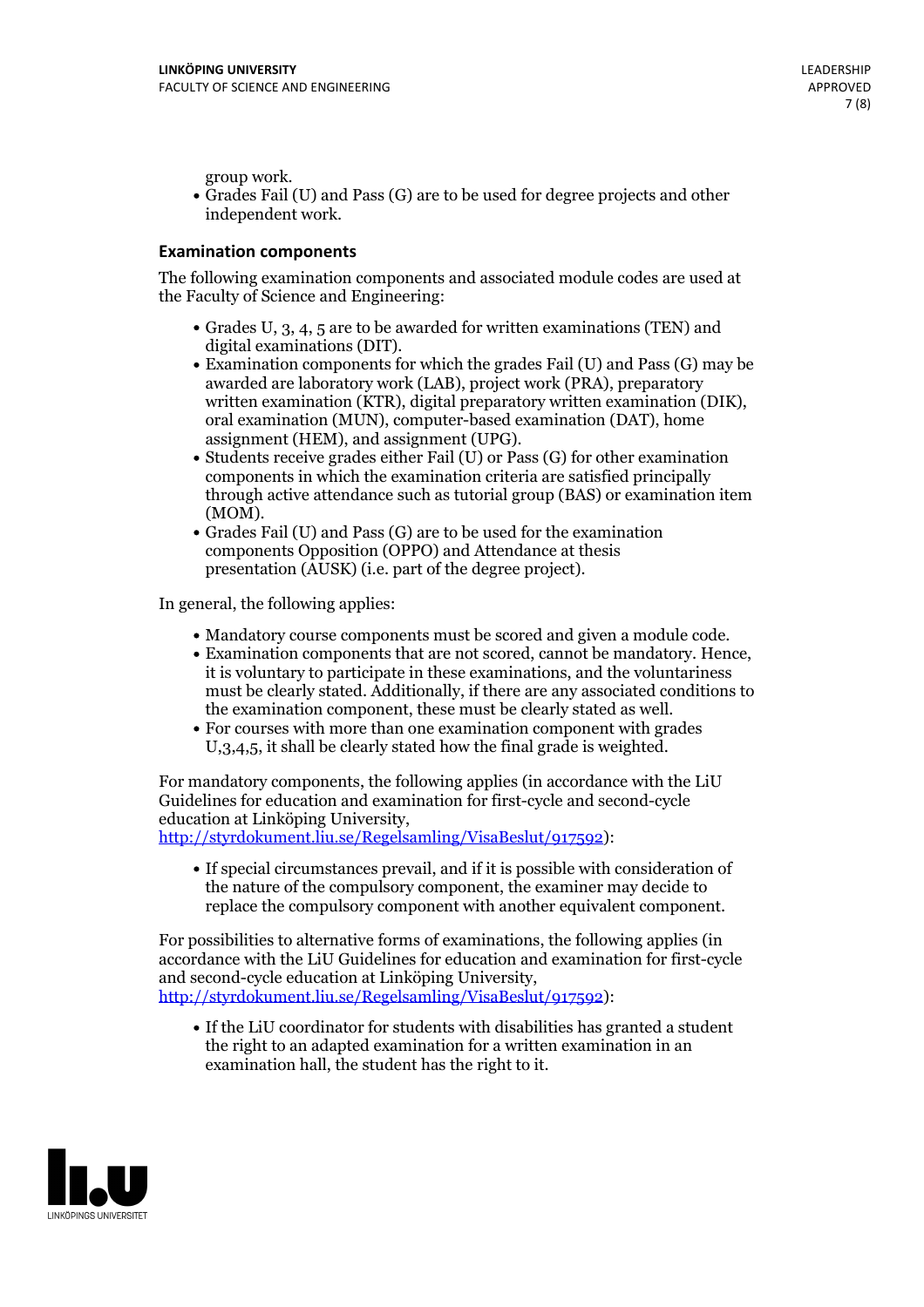group work.

- Grades Fail (U) and Pass (G) are to be used for degree projects and other independent work.

### Examination components

The following examination components and associated module codes are used at the Faculty of Science and Engineering:

- Grades U, 3, 4, 5 are to be awarded for written examinations (TEN) and digital examinations (DIT).
- Examination components for which the grades Fail (U) and Pass (G) may be awarded are laboratory work (LAB), project work (PRA), preparatory written examination (KTR), digital preparatory written examination (DIK), oral examination (MUN), computer-based examination (DAT), home assignment (HEM), and assignment (UPG).
- Students receive grades either Fail (U) or Pass (G) for other examination components in which the examination criteria are satisfied principally through active attendance such as tutorial group (BAS) or examination item (MOM).
- Grades Fail (U) and Pass (G) are to be used for the examination components Opposition (OPPO) and Attendance at thesis presentation (AUSK) (i.e. part of the degree project).

In general, the following applies:

- Mandatory course components must be scored and given a module code.
- Examination components that are not scored, cannot be mandatory. Hence, it is voluntary to participate in these examinations, and the voluntariness must be clearly stated. Additionally, if there are any associated conditions to the examination component, these must be clearly stated as well.
- For courses with more than one examination component with grades U,3,4,5, it shall be clearly stated how the final grade is weighted.

For mandatory components, the following applies (in accordance with the LiU Guidelines for education and examination for first-cycle and second-cycle education at Linköping University, http://styrdokument.liu.se/Regelsamling/VisaBeslut/917592):

- If special circumstances prevail, and if it is possible with consideration of the nature of the compulsory component, the examiner may decide to replace the compulsory component with another equivalent component.

For possibilities to alternative forms of examinations, the following applies (in accordance with the LiU Guidelines for education and examination for first-cycle and second-cycle education at Linköping University, http://styrdokument.liu.se/Regelsamling/VisaBeslut/917592):

- If the LiU coordinator for students with disabilities has granted a student the right to an adapted examination for a written examination in an examination hall, the student has the right to it.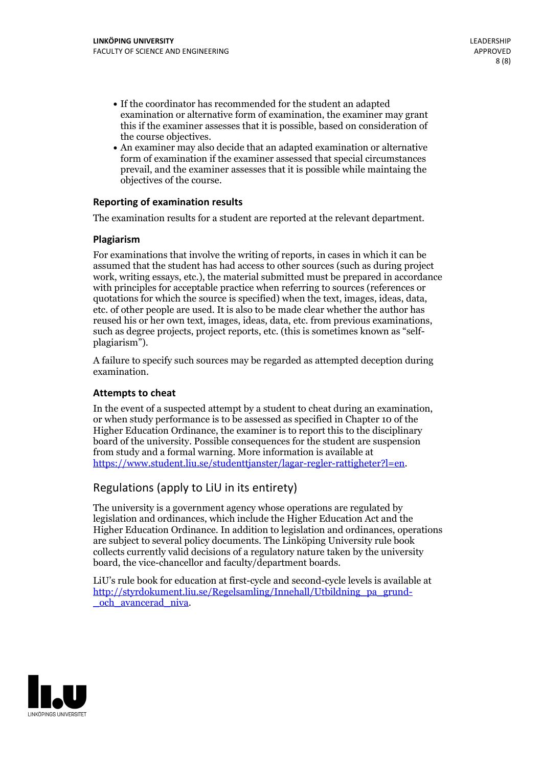- If the coordinator has recommended for the student an adapted examination or alternative form of examination, the examiner may grant this if the examiner assesses that it is possible, based on consideration of the course objectives.
- An examiner may also decide that an adapted examination or alternative form of examination if the examiner assessed that special circumstances prevail, and the examiner assesses that it is possible while maintaing the objectives of the course.

### Reporting of examination results

The examination results for a student are reported at the relevant department.

### Plagiarism

For examinations that involve the writing of reports, in cases in which it can be assumed that the student has had access to other sources (such as during project work, writing essays, etc.), the material submitted must be prepared in accordance with principles for acceptable practice when referring to sources (references or quotations for which the source is specified) when the text, images, ideas, data, etc. of other people are used. It is also to be made clear whether the author has reused his or her own text, images, ideas, data, etc. from previous examinations, such as degree projects, project reports, etc. (this is sometimes known as "self-plagiarism").

A failure to specify such sources may be regarded as attempted deception during examination.

### Attempts to cheat

In the event of a suspected attempt by a student to cheat during an examination, or when study performance is to be assessed as specified in Chapter 10 of the Higher Education Ordinance, the examiner is to report this to the disciplinary board of the university. Possible consequences for the student are suspension from study and a formal warning. More information is available at https://www.student.liu.se/studenttjanster/lagar-regler-rattigheter?l=en.

## Regulations (apply to LiU in its entirety)

The university is a government agency whose operations are regulated by legislation and ordinances, which include the Higher Education Act and the Higher Education Ordinance. In addition to legislation and ordinances, operations are subject to several policy documents. The Linköping University rule book collects currently valid decisions of a regulatory nature taken by the university board, the vice-chancellor and faculty/department boards.

LiU's rule book for education at first-cycle and second-cycle levels is available at http://styrdokument.liu.se/Regelsamling/Innehall/Utbildning_pa_grund-_och_avancerad_niva.